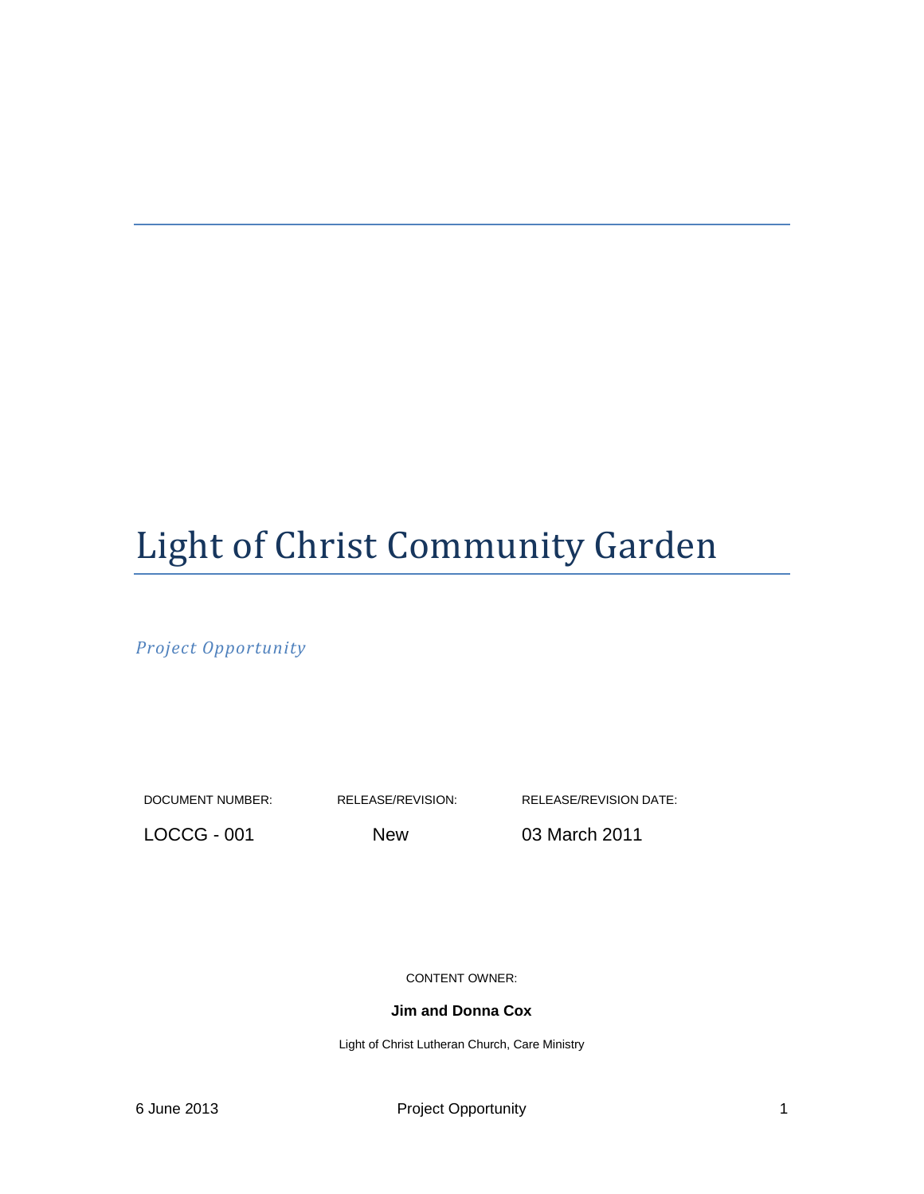# Light of Christ Community Garden

*Project Opportunity*

| DOCUMENT NUMBER: | RELEASE/REVISION: | RELEASE/REVISION DATE: |
| --- | --- | --- |
| LOCCG - 001 | New | 03 March 2011 |

CONTENT OWNER:

**Jim and Donna Cox**

Light of Christ Lutheran Church, Care Ministry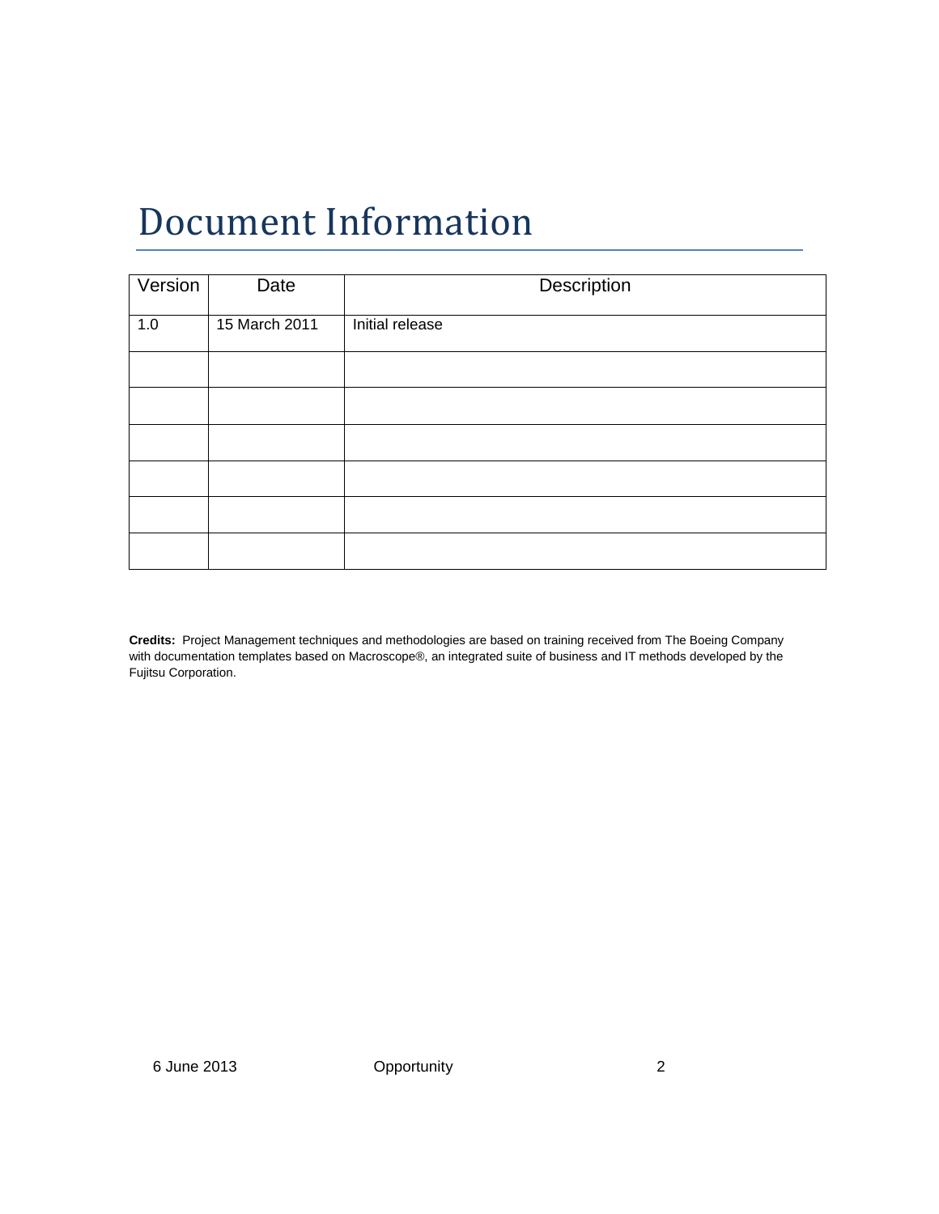# Document Information

| Version | Date | Description |
| --- | --- | --- |
| 1.0 | 15 March 2011 | Initial release |
| | | |
| | | |
| | | |
| | | |
| | | |
| | | |

**Credits:** Project Management techniques and methodologies are based on training received from The Boeing Company with documentation templates based on Macroscope®, an integrated suite of business and IT methods developed by the Fujitsu Corporation.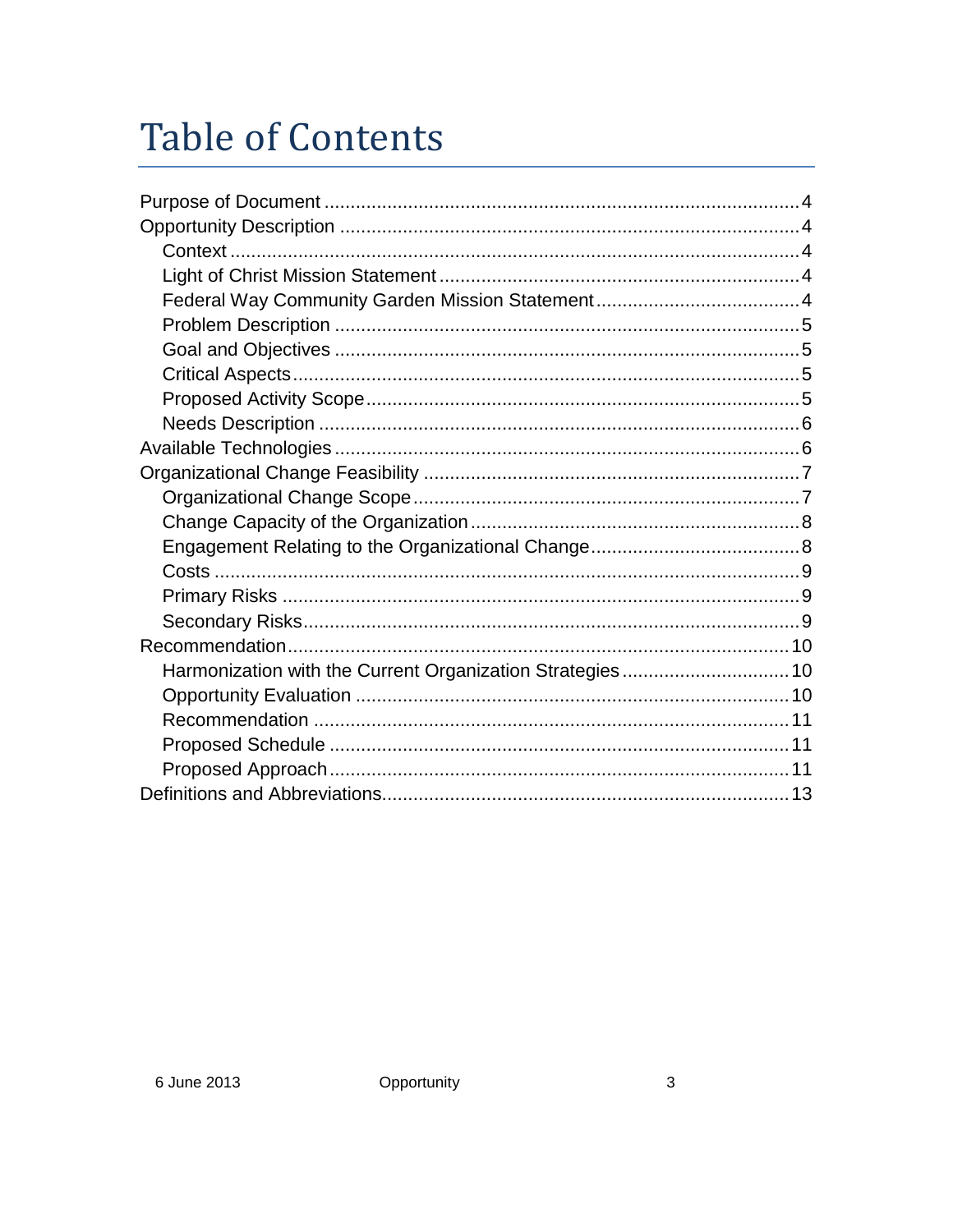# Table of Contents

- Purpose of Document ........ 4
- Opportunity Description ........ 4
  - Context ........ 4
  - Light of Christ Mission Statement ........ 4
  - Federal Way Community Garden Mission Statement ........ 4
  - Problem Description ........ 5
  - Goal and Objectives ........ 5
  - Critical Aspects ........ 5
  - Proposed Activity Scope ........ 5
  - Needs Description ........ 6
- Available Technologies ........ 6
- Organizational Change Feasibility ........ 7
  - Organizational Change Scope ........ 7
  - Change Capacity of the Organization ........ 8
  - Engagement Relating to the Organizational Change ........ 8
  - Costs ........ 9
  - Primary Risks ........ 9
  - Secondary Risks ........ 9
- Recommendation ........ 10
  - Harmonization with the Current Organization Strategies ........ 10
  - Opportunity Evaluation ........ 10
  - Recommendation ........ 11
  - Proposed Schedule ........ 11
  - Proposed Approach ........ 11
- Definitions and Abbreviations ........ 13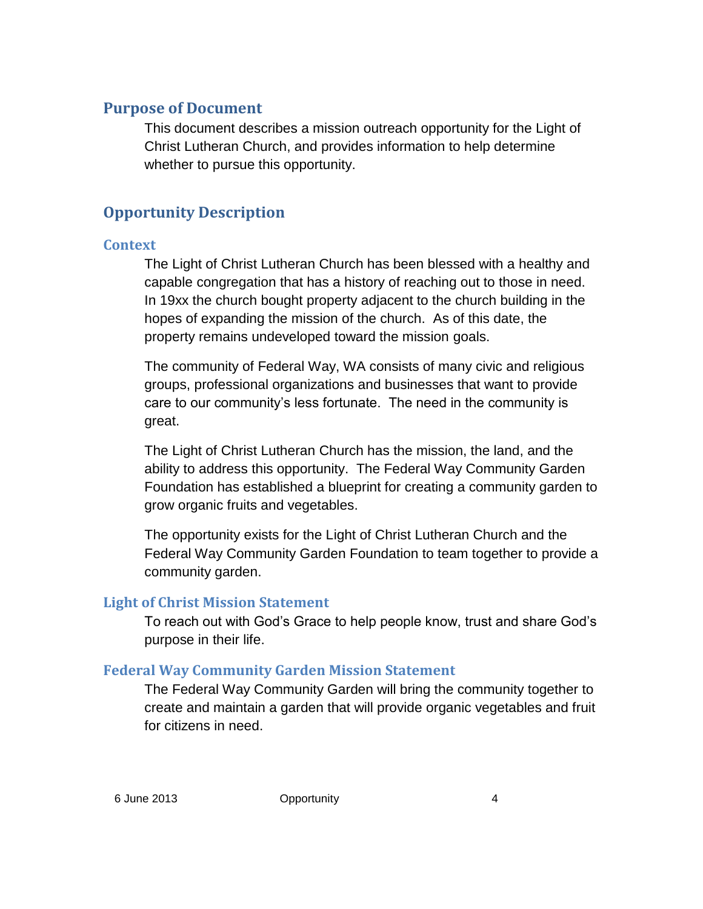## Purpose of Document

This document describes a mission outreach opportunity for the Light of Christ Lutheran Church, and provides information to help determine whether to pursue this opportunity.

## Opportunity Description

### Context

The Light of Christ Lutheran Church has been blessed with a healthy and capable congregation that has a history of reaching out to those in need. In 19xx the church bought property adjacent to the church building in the hopes of expanding the mission of the church. As of this date, the property remains undeveloped toward the mission goals.

The community of Federal Way, WA consists of many civic and religious groups, professional organizations and businesses that want to provide care to our community's less fortunate. The need in the community is great.

The Light of Christ Lutheran Church has the mission, the land, and the ability to address this opportunity. The Federal Way Community Garden Foundation has established a blueprint for creating a community garden to grow organic fruits and vegetables.

The opportunity exists for the Light of Christ Lutheran Church and the Federal Way Community Garden Foundation to team together to provide a community garden.

### Light of Christ Mission Statement

To reach out with God's Grace to help people know, trust and share God's purpose in their life.

### Federal Way Community Garden Mission Statement

The Federal Way Community Garden will bring the community together to create and maintain a garden that will provide organic vegetables and fruit for citizens in need.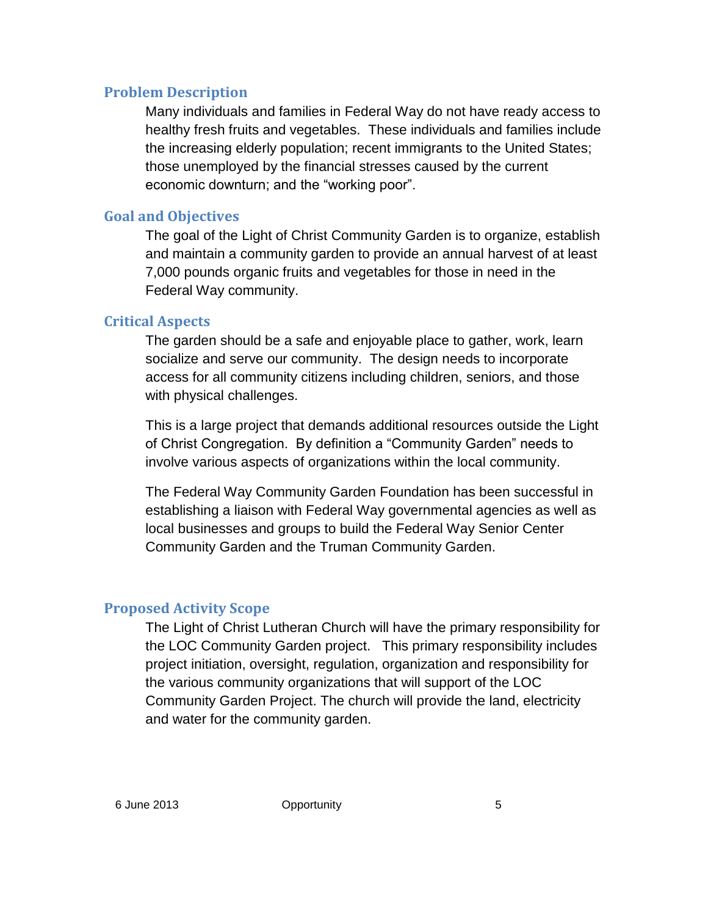## Problem Description

Many individuals and families in Federal Way do not have ready access to healthy fresh fruits and vegetables. These individuals and families include the increasing elderly population; recent immigrants to the United States; those unemployed by the financial stresses caused by the current economic downturn; and the "working poor".

## Goal and Objectives

The goal of the Light of Christ Community Garden is to organize, establish and maintain a community garden to provide an annual harvest of at least 7,000 pounds organic fruits and vegetables for those in need in the Federal Way community.

## Critical Aspects

The garden should be a safe and enjoyable place to gather, work, learn socialize and serve our community. The design needs to incorporate access for all community citizens including children, seniors, and those with physical challenges.

This is a large project that demands additional resources outside the Light of Christ Congregation. By definition a "Community Garden" needs to involve various aspects of organizations within the local community.

The Federal Way Community Garden Foundation has been successful in establishing a liaison with Federal Way governmental agencies as well as local businesses and groups to build the Federal Way Senior Center Community Garden and the Truman Community Garden.

## Proposed Activity Scope

The Light of Christ Lutheran Church will have the primary responsibility for the LOC Community Garden project. This primary responsibility includes project initiation, oversight, regulation, organization and responsibility for the various community organizations that will support of the LOC Community Garden Project. The church will provide the land, electricity and water for the community garden.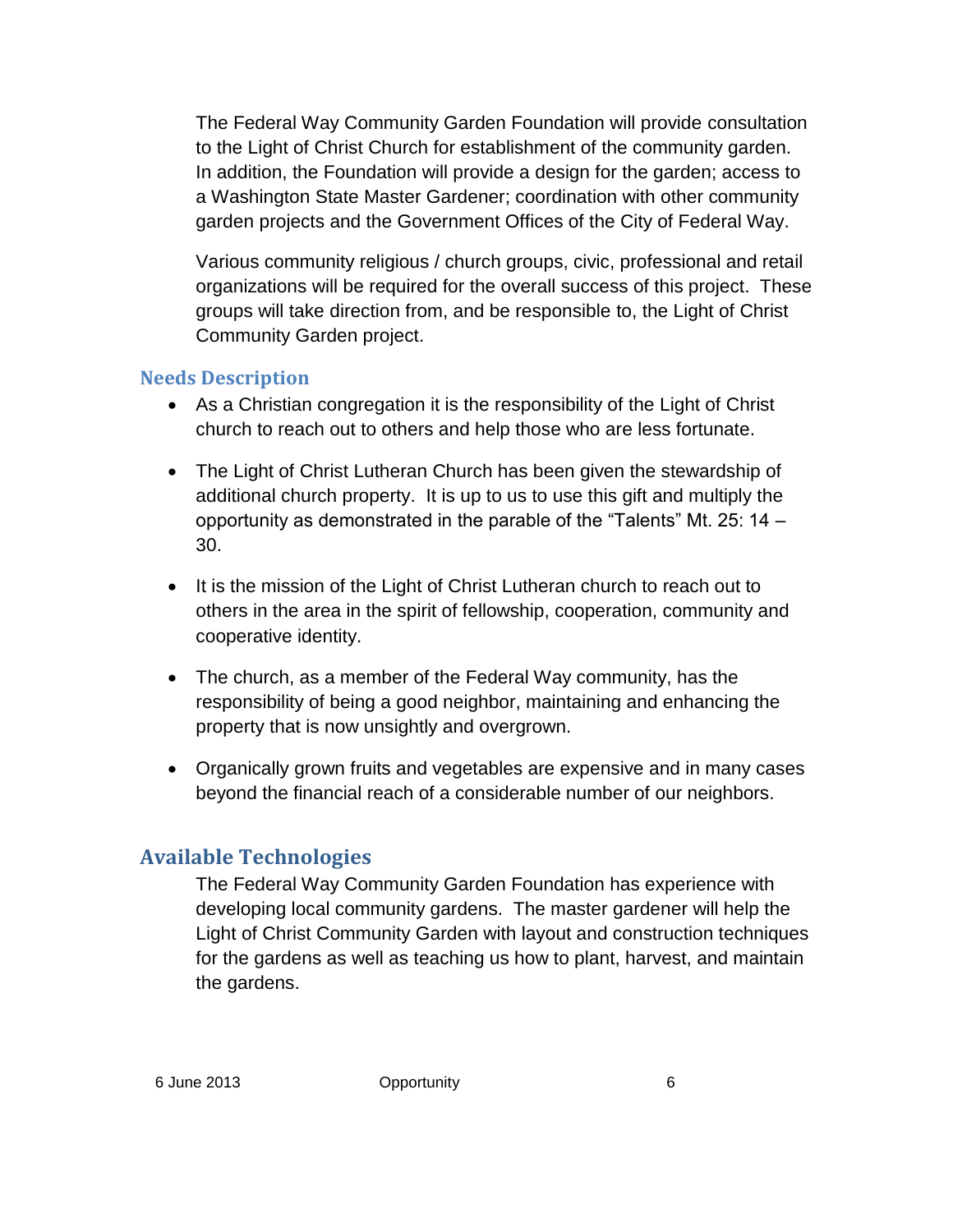The Federal Way Community Garden Foundation will provide consultation to the Light of Christ Church for establishment of the community garden. In addition, the Foundation will provide a design for the garden; access to a Washington State Master Gardener; coordination with other community garden projects and the Government Offices of the City of Federal Way.

Various community religious / church groups, civic, professional and retail organizations will be required for the overall success of this project. These groups will take direction from, and be responsible to, the Light of Christ Community Garden project.

### Needs Description

- As a Christian congregation it is the responsibility of the Light of Christ church to reach out to others and help those who are less fortunate.
- The Light of Christ Lutheran Church has been given the stewardship of additional church property. It is up to us to use this gift and multiply the opportunity as demonstrated in the parable of the "Talents" Mt. 25: 14 – 30.
- It is the mission of the Light of Christ Lutheran church to reach out to others in the area in the spirit of fellowship, cooperation, community and cooperative identity.
- The church, as a member of the Federal Way community, has the responsibility of being a good neighbor, maintaining and enhancing the property that is now unsightly and overgrown.
- Organically grown fruits and vegetables are expensive and in many cases beyond the financial reach of a considerable number of our neighbors.

## Available Technologies

The Federal Way Community Garden Foundation has experience with developing local community gardens. The master gardener will help the Light of Christ Community Garden with layout and construction techniques for the gardens as well as teaching us how to plant, harvest, and maintain the gardens.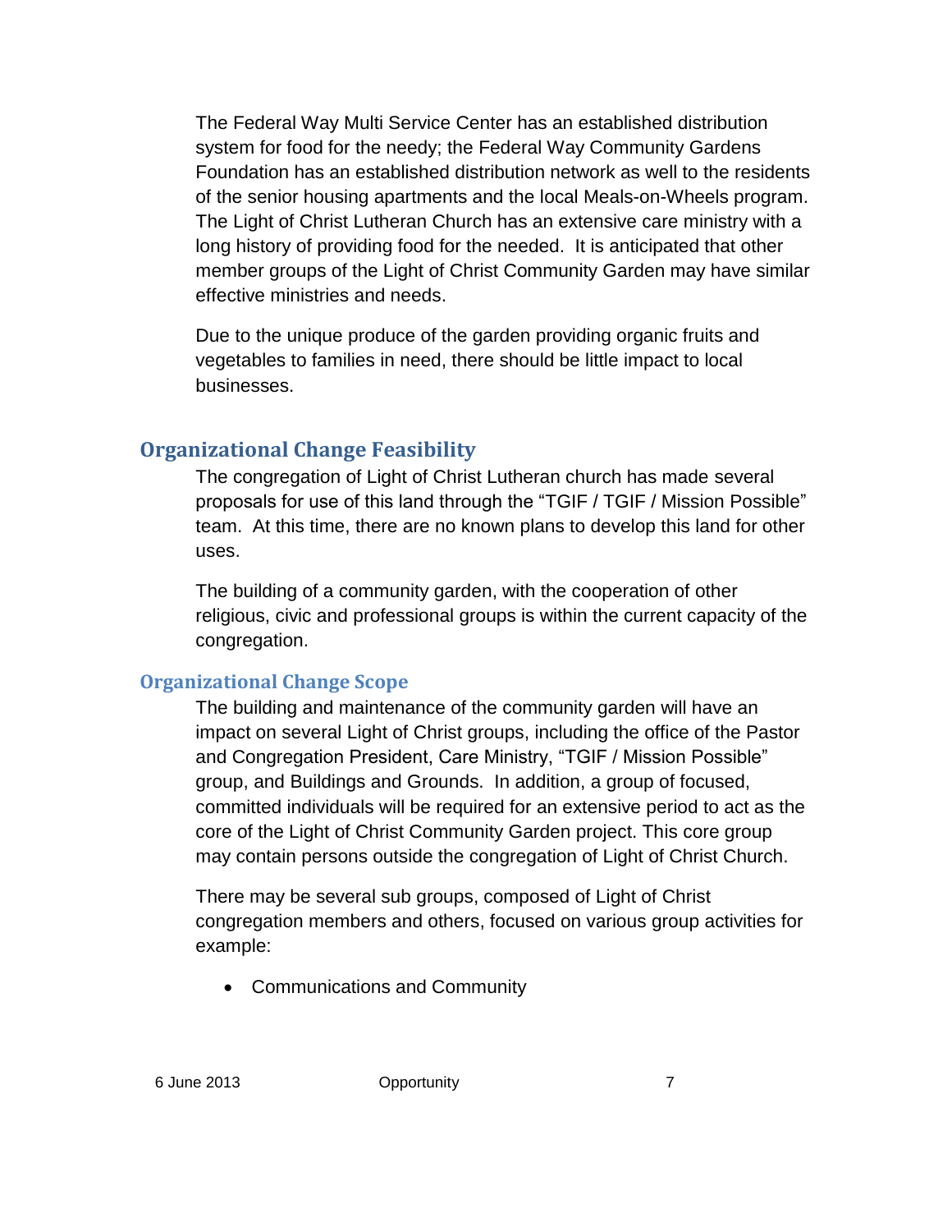The Federal Way Multi Service Center has an established distribution system for food for the needy; the Federal Way Community Gardens Foundation has an established distribution network as well to the residents of the senior housing apartments and the local Meals-on-Wheels program. The Light of Christ Lutheran Church has an extensive care ministry with a long history of providing food for the needed. It is anticipated that other member groups of the Light of Christ Community Garden may have similar effective ministries and needs.

Due to the unique produce of the garden providing organic fruits and vegetables to families in need, there should be little impact to local businesses.

## Organizational Change Feasibility

The congregation of Light of Christ Lutheran church has made several proposals for use of this land through the "TGIF / TGIF / Mission Possible" team. At this time, there are no known plans to develop this land for other uses.

The building of a community garden, with the cooperation of other religious, civic and professional groups is within the current capacity of the congregation.

### Organizational Change Scope

The building and maintenance of the community garden will have an impact on several Light of Christ groups, including the office of the Pastor and Congregation President, Care Ministry, "TGIF / Mission Possible" group, and Buildings and Grounds. In addition, a group of focused, committed individuals will be required for an extensive period to act as the core of the Light of Christ Community Garden project. This core group may contain persons outside the congregation of Light of Christ Church.

There may be several sub groups, composed of Light of Christ congregation members and others, focused on various group activities for example:

- Communications and Community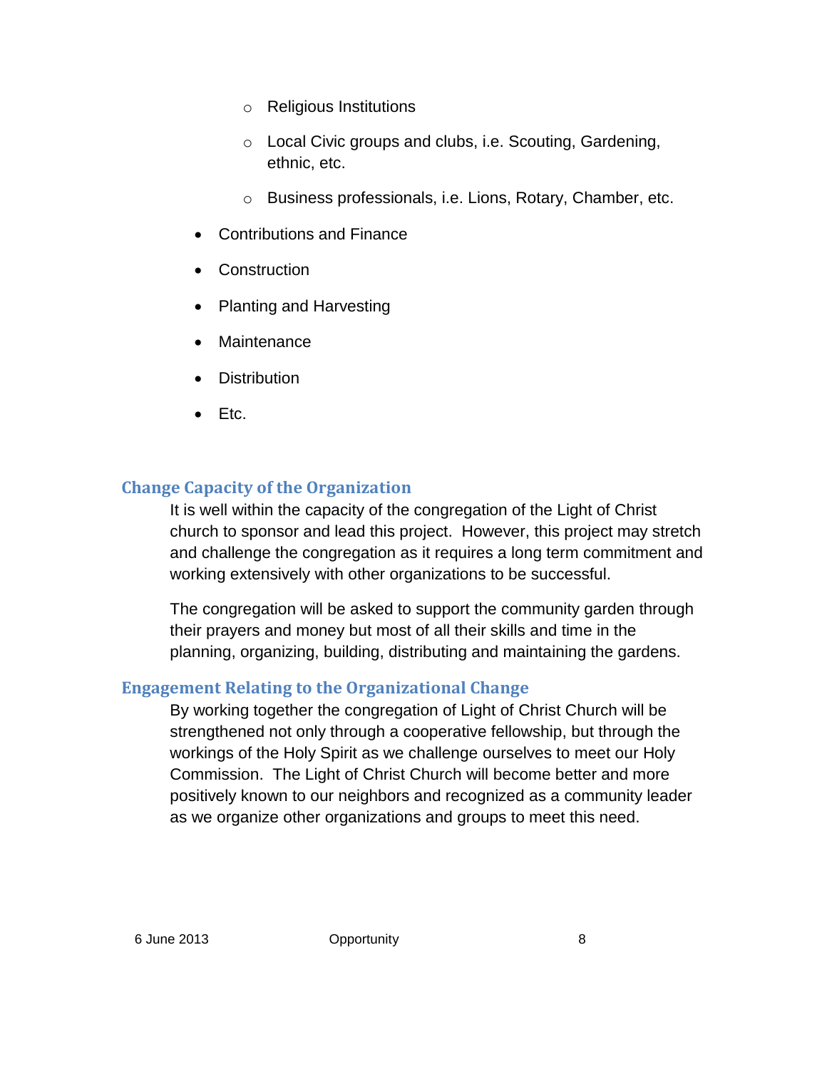- Religious Institutions
    - Local Civic groups and clubs, i.e. Scouting, Gardening, ethnic, etc.
    - Business professionals, i.e. Lions, Rotary, Chamber, etc.
- Contributions and Finance
- Construction
- Planting and Harvesting
- Maintenance
- Distribution
- Etc.

## Change Capacity of the Organization

It is well within the capacity of the congregation of the Light of Christ church to sponsor and lead this project. However, this project may stretch and challenge the congregation as it requires a long term commitment and working extensively with other organizations to be successful.

The congregation will be asked to support the community garden through their prayers and money but most of all their skills and time in the planning, organizing, building, distributing and maintaining the gardens.

## Engagement Relating to the Organizational Change

By working together the congregation of Light of Christ Church will be strengthened not only through a cooperative fellowship, but through the workings of the Holy Spirit as we challenge ourselves to meet our Holy Commission. The Light of Christ Church will become better and more positively known to our neighbors and recognized as a community leader as we organize other organizations and groups to meet this need.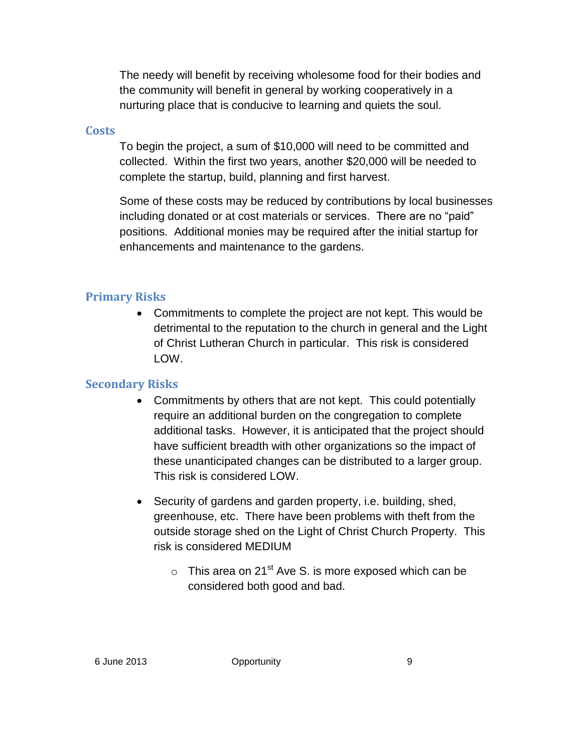The needy will benefit by receiving wholesome food for their bodies and the community will benefit in general by working cooperatively in a nurturing place that is conducive to learning and quiets the soul.

## Costs

To begin the project, a sum of $10,000 will need to be committed and collected. Within the first two years, another $20,000 will be needed to complete the startup, build, planning and first harvest.

Some of these costs may be reduced by contributions by local businesses including donated or at cost materials or services. There are no "paid" positions. Additional monies may be required after the initial startup for enhancements and maintenance to the gardens.

## Primary Risks

- Commitments to complete the project are not kept. This would be detrimental to the reputation to the church in general and the Light of Christ Lutheran Church in particular. This risk is considered LOW.

## Secondary Risks

- Commitments by others that are not kept. This could potentially require an additional burden on the congregation to complete additional tasks. However, it is anticipated that the project should have sufficient breadth with other organizations so the impact of these unanticipated changes can be distributed to a larger group. This risk is considered LOW.

- Security of gardens and garden property, i.e. building, shed, greenhouse, etc. There have been problems with theft from the outside storage shed on the Light of Christ Church Property. This risk is considered MEDIUM
    - This area on 21st Ave S. is more exposed which can be considered both good and bad.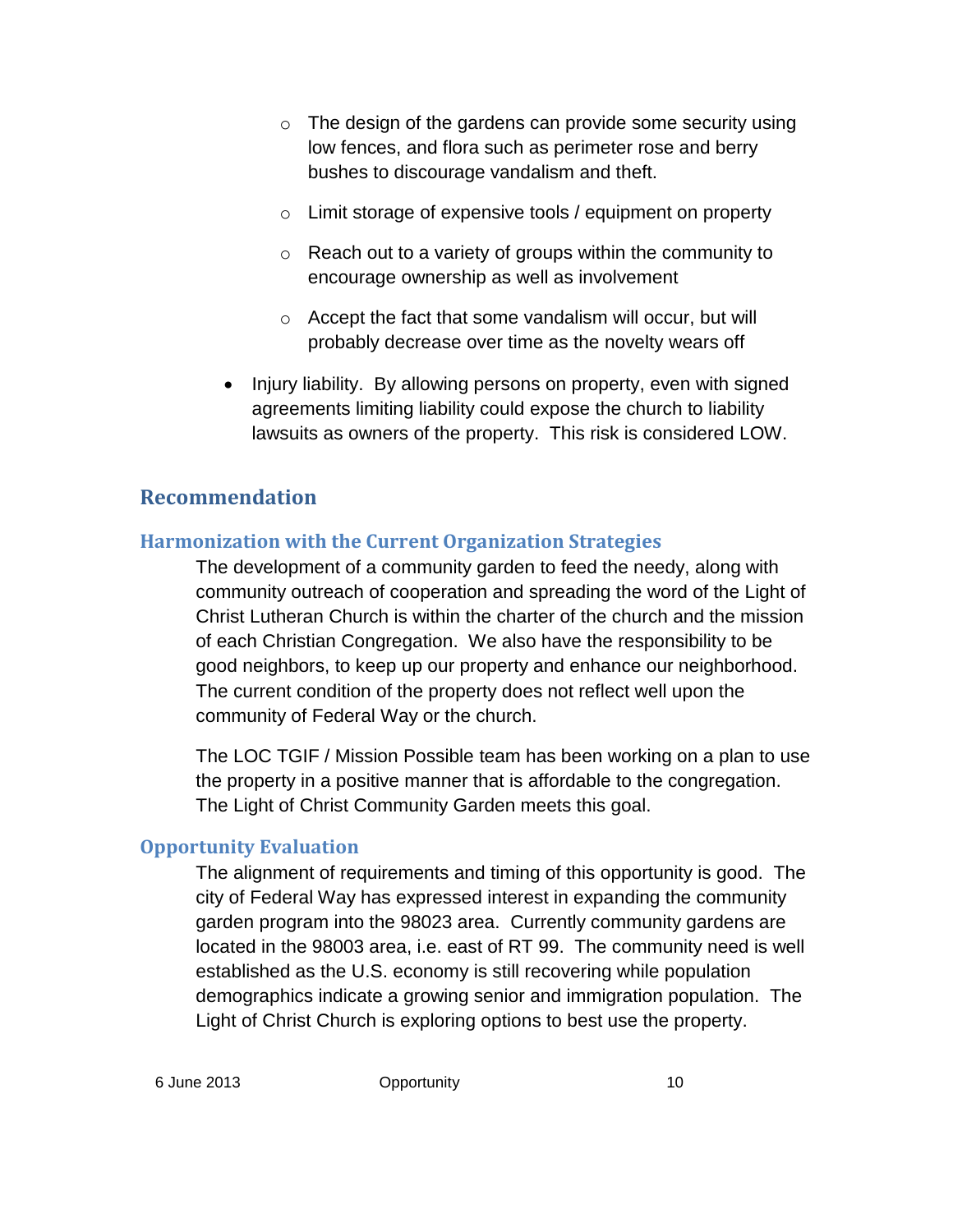- The design of the gardens can provide some security using low fences, and flora such as perimeter rose and berry bushes to discourage vandalism and theft.
  - Limit storage of expensive tools / equipment on property
  - Reach out to a variety of groups within the community to encourage ownership as well as involvement
  - Accept the fact that some vandalism will occur, but will probably decrease over time as the novelty wears off
- Injury liability. By allowing persons on property, even with signed agreements limiting liability could expose the church to liability lawsuits as owners of the property. This risk is considered LOW.

## Recommendation

### Harmonization with the Current Organization Strategies

The development of a community garden to feed the needy, along with community outreach of cooperation and spreading the word of the Light of Christ Lutheran Church is within the charter of the church and the mission of each Christian Congregation. We also have the responsibility to be good neighbors, to keep up our property and enhance our neighborhood. The current condition of the property does not reflect well upon the community of Federal Way or the church.

The LOC TGIF / Mission Possible team has been working on a plan to use the property in a positive manner that is affordable to the congregation. The Light of Christ Community Garden meets this goal.

### Opportunity Evaluation

The alignment of requirements and timing of this opportunity is good. The city of Federal Way has expressed interest in expanding the community garden program into the 98023 area. Currently community gardens are located in the 98003 area, i.e. east of RT 99. The community need is well established as the U.S. economy is still recovering while population demographics indicate a growing senior and immigration population. The Light of Christ Church is exploring options to best use the property.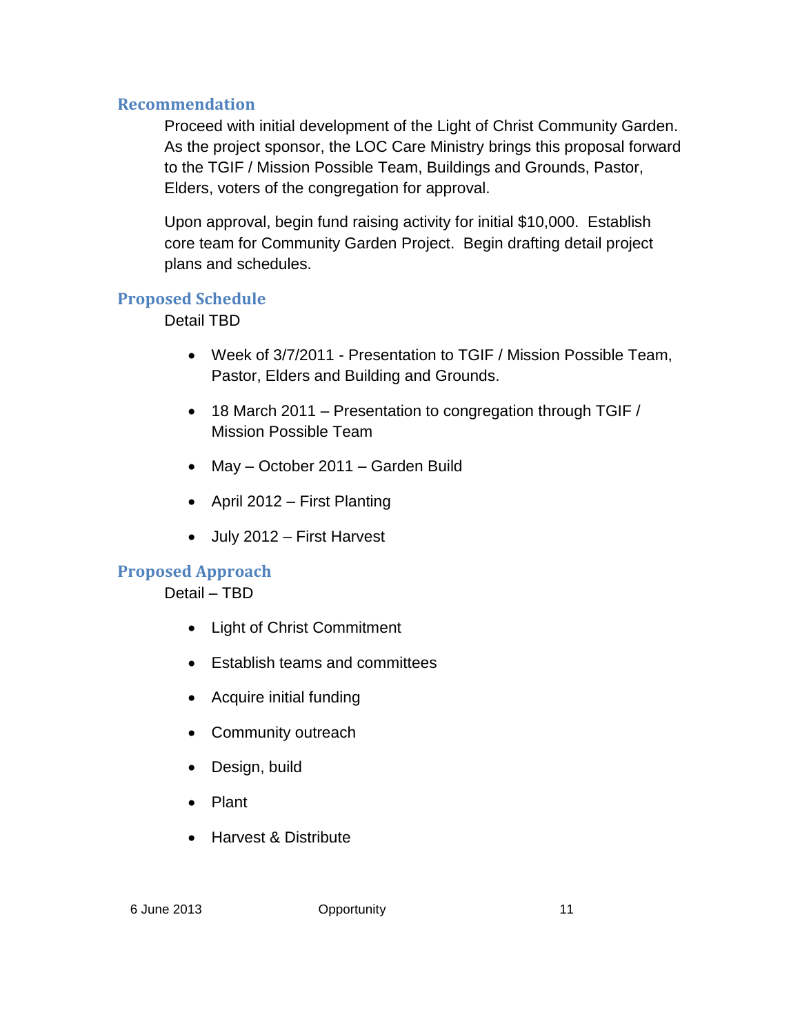## Recommendation

Proceed with initial development of the Light of Christ Community Garden. As the project sponsor, the LOC Care Ministry brings this proposal forward to the TGIF / Mission Possible Team, Buildings and Grounds, Pastor, Elders, voters of the congregation for approval.

Upon approval, begin fund raising activity for initial $10,000. Establish core team for Community Garden Project. Begin drafting detail project plans and schedules.

## Proposed Schedule

Detail TBD

- Week of 3/7/2011 - Presentation to TGIF / Mission Possible Team, Pastor, Elders and Building and Grounds.
- 18 March 2011 – Presentation to congregation through TGIF / Mission Possible Team
- May – October 2011 – Garden Build
- April 2012 – First Planting
- July 2012 – First Harvest

## Proposed Approach

Detail – TBD

- Light of Christ Commitment
- Establish teams and committees
- Acquire initial funding
- Community outreach
- Design, build
- Plant
- Harvest & Distribute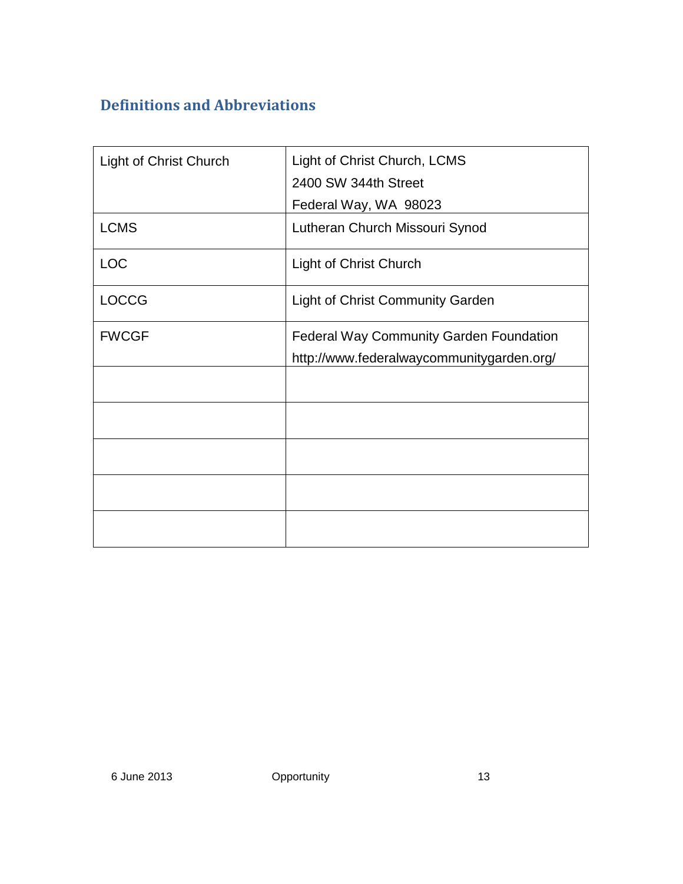## Definitions and Abbreviations

| | |
|---|---|
| Light of Christ Church | Light of Christ Church, LCMS<br>2400 SW 344th Street<br>Federal Way, WA 98023 |
| LCMS | Lutheran Church Missouri Synod |
| LOC | Light of Christ Church |
| LOCCG | Light of Christ Community Garden |
| FWCGF | Federal Way Community Garden Foundation<br>http://www.federalwaycommunitygarden.org/ |
| | |
| | |
| | |
| | |
| | |